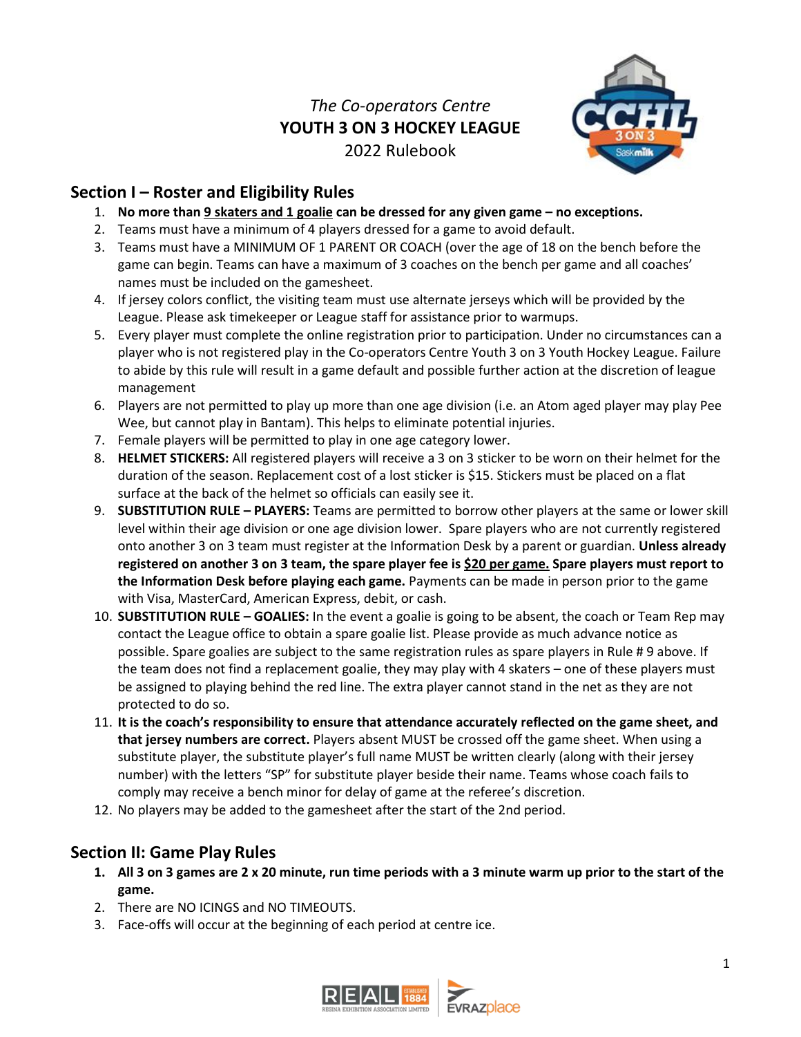*The Co-operators Centre*
**YOUTH 3 ON 3 HOCKEY LEAGUE**
2022 Rulebook

## Section I – Roster and Eligibility Rules

1. **No more than 9 skaters and 1 goalie can be dressed for any given game – no exceptions.**
2. Teams must have a minimum of 4 players dressed for a game to avoid default.
3. Teams must have a MINIMUM OF 1 PARENT OR COACH (over the age of 18 on the bench before the game can begin. Teams can have a maximum of 3 coaches on the bench per game and all coaches' names must be included on the gamesheet.
4. If jersey colors conflict, the visiting team must use alternate jerseys which will be provided by the League. Please ask timekeeper or League staff for assistance prior to warmups.
5. Every player must complete the online registration prior to participation. Under no circumstances can a player who is not registered play in the Co-operators Centre Youth 3 on 3 Youth Hockey League. Failure to abide by this rule will result in a game default and possible further action at the discretion of league management
6. Players are not permitted to play up more than one age division (i.e. an Atom aged player may play Pee Wee, but cannot play in Bantam). This helps to eliminate potential injuries.
7. Female players will be permitted to play in one age category lower.
8. **HELMET STICKERS:** All registered players will receive a 3 on 3 sticker to be worn on their helmet for the duration of the season. Replacement cost of a lost sticker is $15. Stickers must be placed on a flat surface at the back of the helmet so officials can easily see it.
9. **SUBSTITUTION RULE – PLAYERS:** Teams are permitted to borrow other players at the same or lower skill level within their age division or one age division lower. Spare players who are not currently registered onto another 3 on 3 team must register at the Information Desk by a parent or guardian. **Unless already registered on another 3 on 3 team, the spare player fee is $20 per game. Spare players must report to the Information Desk before playing each game.** Payments can be made in person prior to the game with Visa, MasterCard, American Express, debit, or cash.
10. **SUBSTITUTION RULE – GOALIES:** In the event a goalie is going to be absent, the coach or Team Rep may contact the League office to obtain a spare goalie list. Please provide as much advance notice as possible. Spare goalies are subject to the same registration rules as spare players in Rule # 9 above. If the team does not find a replacement goalie, they may play with 4 skaters – one of these players must be assigned to playing behind the red line. The extra player cannot stand in the net as they are not protected to do so.
11. **It is the coach's responsibility to ensure that attendance accurately reflected on the game sheet, and that jersey numbers are correct.** Players absent MUST be crossed off the game sheet. When using a substitute player, the substitute player's full name MUST be written clearly (along with their jersey number) with the letters "SP" for substitute player beside their name. Teams whose coach fails to comply may receive a bench minor for delay of game at the referee's discretion.
12. No players may be added to the gamesheet after the start of the 2nd period.

## Section II: Game Play Rules

1. **All 3 on 3 games are 2 x 20 minute, run time periods with a 3 minute warm up prior to the start of the game.**
2. There are NO ICINGS and NO TIMEOUTS.
3. Face-offs will occur at the beginning of each period at centre ice.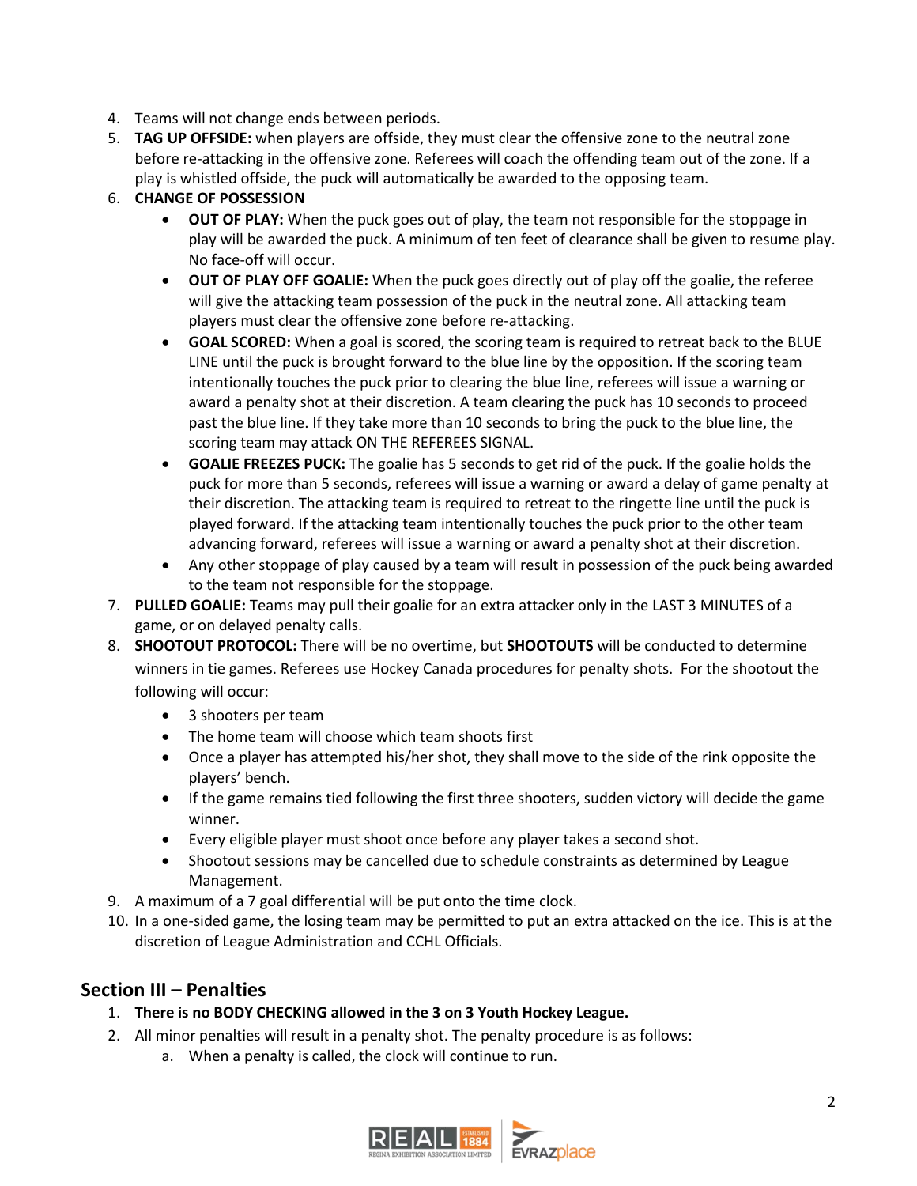4. Teams will not change ends between periods.
5. **TAG UP OFFSIDE:** when players are offside, they must clear the offensive zone to the neutral zone before re-attacking in the offensive zone. Referees will coach the offending team out of the zone. If a play is whistled offside, the puck will automatically be awarded to the opposing team.
6. **CHANGE OF POSSESSION**
    - **OUT OF PLAY:** When the puck goes out of play, the team not responsible for the stoppage in play will be awarded the puck. A minimum of ten feet of clearance shall be given to resume play. No face-off will occur.
    - **OUT OF PLAY OFF GOALIE:** When the puck goes directly out of play off the goalie, the referee will give the attacking team possession of the puck in the neutral zone. All attacking team players must clear the offensive zone before re-attacking.
    - **GOAL SCORED:** When a goal is scored, the scoring team is required to retreat back to the BLUE LINE until the puck is brought forward to the blue line by the opposition. If the scoring team intentionally touches the puck prior to clearing the blue line, referees will issue a warning or award a penalty shot at their discretion. A team clearing the puck has 10 seconds to proceed past the blue line. If they take more than 10 seconds to bring the puck to the blue line, the scoring team may attack ON THE REFEREES SIGNAL.
    - **GOALIE FREEZES PUCK:** The goalie has 5 seconds to get rid of the puck. If the goalie holds the puck for more than 5 seconds, referees will issue a warning or award a delay of game penalty at their discretion. The attacking team is required to retreat to the ringette line until the puck is played forward. If the attacking team intentionally touches the puck prior to the other team advancing forward, referees will issue a warning or award a penalty shot at their discretion.
    - Any other stoppage of play caused by a team will result in possession of the puck being awarded to the team not responsible for the stoppage.
7. **PULLED GOALIE:** Teams may pull their goalie for an extra attacker only in the LAST 3 MINUTES of a game, or on delayed penalty calls.
8. **SHOOTOUT PROTOCOL:** There will be no overtime, but **SHOOTOUTS** will be conducted to determine winners in tie games. Referees use Hockey Canada procedures for penalty shots. For the shootout the following will occur:
    - 3 shooters per team
    - The home team will choose which team shoots first
    - Once a player has attempted his/her shot, they shall move to the side of the rink opposite the players' bench.
    - If the game remains tied following the first three shooters, sudden victory will decide the game winner.
    - Every eligible player must shoot once before any player takes a second shot.
    - Shootout sessions may be cancelled due to schedule constraints as determined by League Management.
9. A maximum of a 7 goal differential will be put onto the time clock.
10. In a one-sided game, the losing team may be permitted to put an extra attacked on the ice. This is at the discretion of League Administration and CCHL Officials.

## Section III – Penalties

1. **There is no BODY CHECKING allowed in the 3 on 3 Youth Hockey League.**
2. All minor penalties will result in a penalty shot. The penalty procedure is as follows:
    a. When a penalty is called, the clock will continue to run.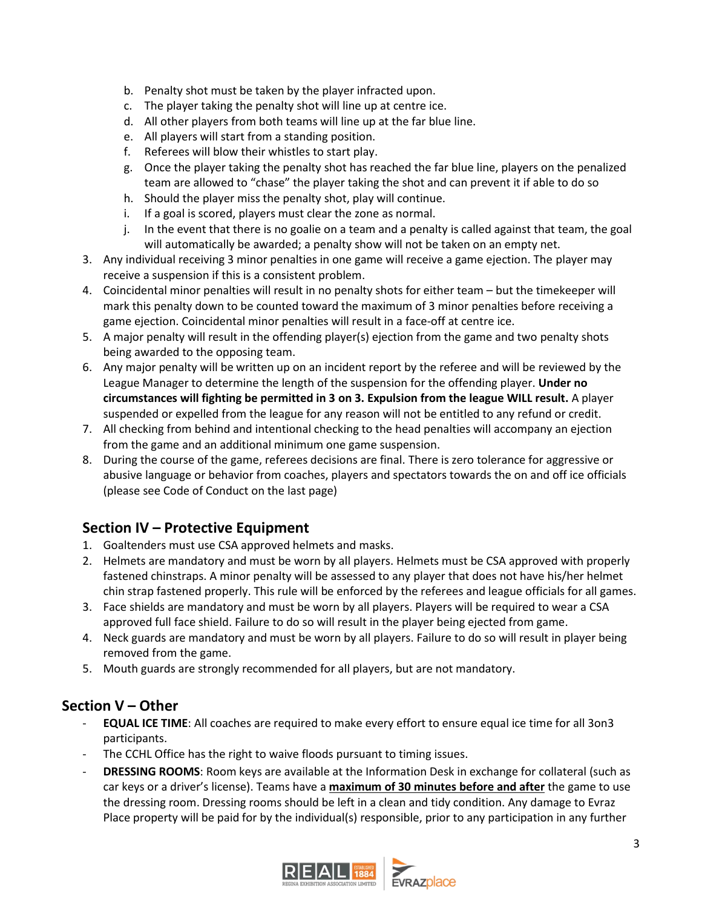b. Penalty shot must be taken by the player infracted upon.
   c. The player taking the penalty shot will line up at centre ice.
   d. All other players from both teams will line up at the far blue line.
   e. All players will start from a standing position.
   f. Referees will blow their whistles to start play.
   g. Once the player taking the penalty shot has reached the far blue line, players on the penalized team are allowed to "chase" the player taking the shot and can prevent it if able to do so
   h. Should the player miss the penalty shot, play will continue.
   i. If a goal is scored, players must clear the zone as normal.
   j. In the event that there is no goalie on a team and a penalty is called against that team, the goal will automatically be awarded; a penalty show will not be taken on an empty net.
3. Any individual receiving 3 minor penalties in one game will receive a game ejection. The player may receive a suspension if this is a consistent problem.
4. Coincidental minor penalties will result in no penalty shots for either team – but the timekeeper will mark this penalty down to be counted toward the maximum of 3 minor penalties before receiving a game ejection. Coincidental minor penalties will result in a face-off at centre ice.
5. A major penalty will result in the offending player(s) ejection from the game and two penalty shots being awarded to the opposing team.
6. Any major penalty will be written up on an incident report by the referee and will be reviewed by the League Manager to determine the length of the suspension for the offending player. **Under no circumstances will fighting be permitted in 3 on 3. Expulsion from the league WILL result.** A player suspended or expelled from the league for any reason will not be entitled to any refund or credit.
7. All checking from behind and intentional checking to the head penalties will accompany an ejection from the game and an additional minimum one game suspension.
8. During the course of the game, referees decisions are final. There is zero tolerance for aggressive or abusive language or behavior from coaches, players and spectators towards the on and off ice officials (please see Code of Conduct on the last page)

## Section IV – Protective Equipment

1. Goaltenders must use CSA approved helmets and masks.
2. Helmets are mandatory and must be worn by all players. Helmets must be CSA approved with properly fastened chinstraps. A minor penalty will be assessed to any player that does not have his/her helmet chin strap fastened properly. This rule will be enforced by the referees and league officials for all games.
3. Face shields are mandatory and must be worn by all players. Players will be required to wear a CSA approved full face shield. Failure to do so will result in the player being ejected from game.
4. Neck guards are mandatory and must be worn by all players. Failure to do so will result in player being removed from the game.
5. Mouth guards are strongly recommended for all players, but are not mandatory.

## Section V – Other

- **EQUAL ICE TIME**: All coaches are required to make every effort to ensure equal ice time for all 3on3 participants.
- The CCHL Office has the right to waive floods pursuant to timing issues.
- **DRESSING ROOMS**: Room keys are available at the Information Desk in exchange for collateral (such as car keys or a driver's license). Teams have a **maximum of 30 minutes before and after** the game to use the dressing room. Dressing rooms should be left in a clean and tidy condition. Any damage to Evraz Place property will be paid for by the individual(s) responsible, prior to any participation in any further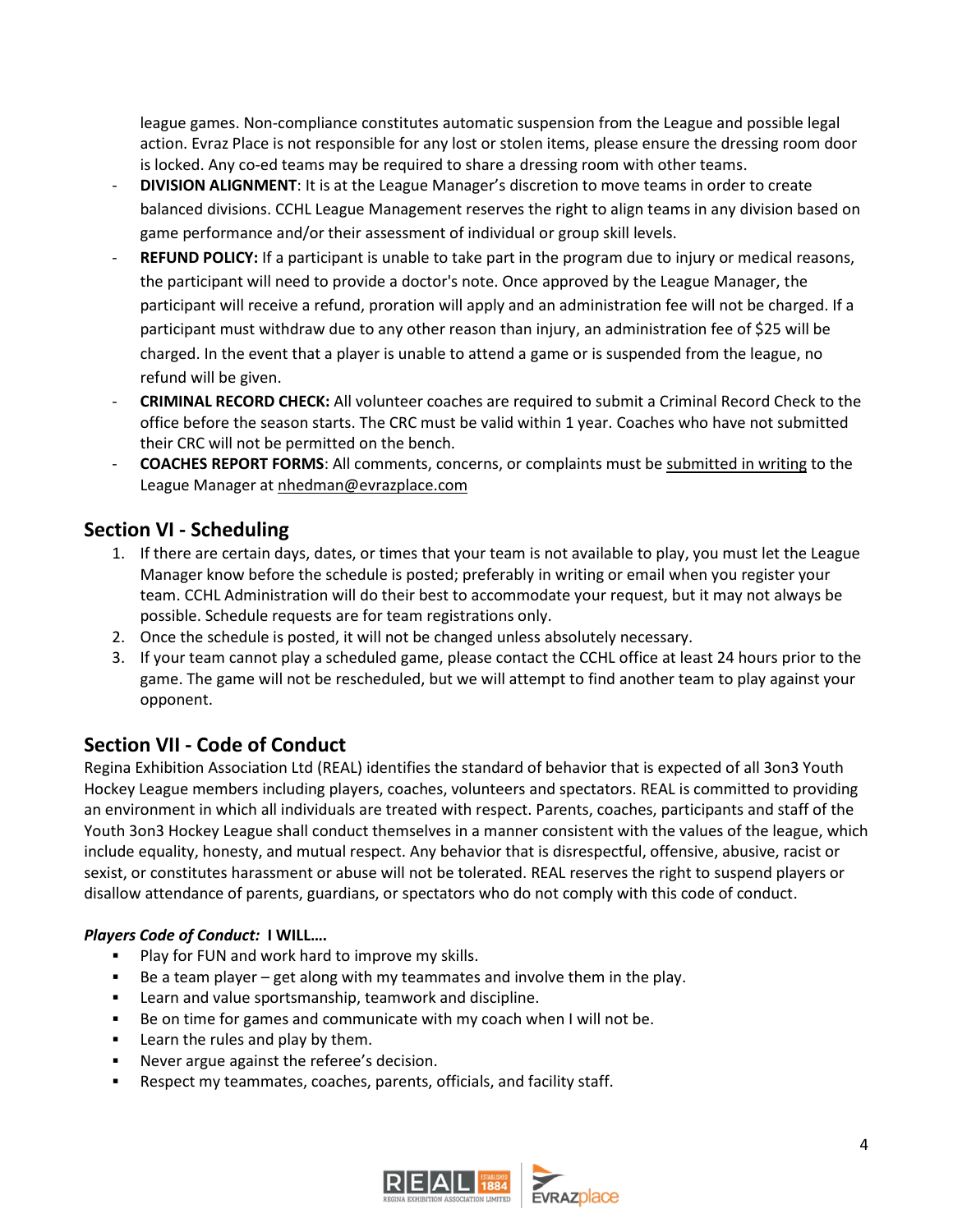league games. Non-compliance constitutes automatic suspension from the League and possible legal action. Evraz Place is not responsible for any lost or stolen items, please ensure the dressing room door is locked. Any co-ed teams may be required to share a dressing room with other teams.

- **DIVISION ALIGNMENT**: It is at the League Manager's discretion to move teams in order to create balanced divisions. CCHL League Management reserves the right to align teams in any division based on game performance and/or their assessment of individual or group skill levels.
- **REFUND POLICY:** If a participant is unable to take part in the program due to injury or medical reasons, the participant will need to provide a doctor's note. Once approved by the League Manager, the participant will receive a refund, proration will apply and an administration fee will not be charged. If a participant must withdraw due to any other reason than injury, an administration fee of $25 will be charged. In the event that a player is unable to attend a game or is suspended from the league, no refund will be given.
- **CRIMINAL RECORD CHECK:** All volunteer coaches are required to submit a Criminal Record Check to the office before the season starts. The CRC must be valid within 1 year. Coaches who have not submitted their CRC will not be permitted on the bench.
- **COACHES REPORT FORMS**: All comments, concerns, or complaints must be submitted in writing to the League Manager at nhedman@evrazplace.com

## Section VI - Scheduling

1. If there are certain days, dates, or times that your team is not available to play, you must let the League Manager know before the schedule is posted; preferably in writing or email when you register your team. CCHL Administration will do their best to accommodate your request, but it may not always be possible. Schedule requests are for team registrations only.
2. Once the schedule is posted, it will not be changed unless absolutely necessary.
3. If your team cannot play a scheduled game, please contact the CCHL office at least 24 hours prior to the game. The game will not be rescheduled, but we will attempt to find another team to play against your opponent.

## Section VII - Code of Conduct

Regina Exhibition Association Ltd (REAL) identifies the standard of behavior that is expected of all 3on3 Youth Hockey League members including players, coaches, volunteers and spectators. REAL is committed to providing an environment in which all individuals are treated with respect. Parents, coaches, participants and staff of the Youth 3on3 Hockey League shall conduct themselves in a manner consistent with the values of the league, which include equality, honesty, and mutual respect. Any behavior that is disrespectful, offensive, abusive, racist or sexist, or constitutes harassment or abuse will not be tolerated. REAL reserves the right to suspend players or disallow attendance of parents, guardians, or spectators who do not comply with this code of conduct.

***Players Code of Conduct:*** **I WILL….**

- Play for FUN and work hard to improve my skills.
- Be a team player – get along with my teammates and involve them in the play.
- Learn and value sportsmanship, teamwork and discipline.
- Be on time for games and communicate with my coach when I will not be.
- Learn the rules and play by them.
- Never argue against the referee's decision.
- Respect my teammates, coaches, parents, officials, and facility staff.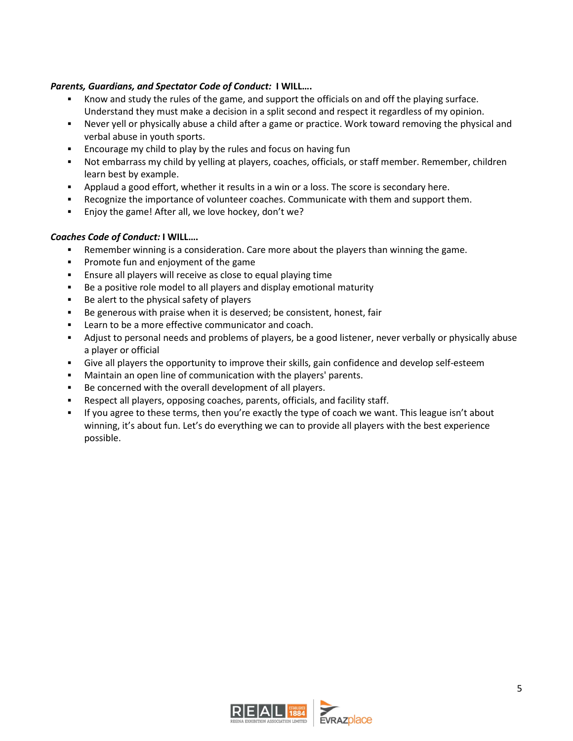***Parents, Guardians, and Spectator Code of Conduct:*** **I WILL….**

- Know and study the rules of the game, and support the officials on and off the playing surface. Understand they must make a decision in a split second and respect it regardless of my opinion.
- Never yell or physically abuse a child after a game or practice. Work toward removing the physical and verbal abuse in youth sports.
- Encourage my child to play by the rules and focus on having fun
- Not embarrass my child by yelling at players, coaches, officials, or staff member. Remember, children learn best by example.
- Applaud a good effort, whether it results in a win or a loss. The score is secondary here.
- Recognize the importance of volunteer coaches. Communicate with them and support them.
- Enjoy the game! After all, we love hockey, don't we?

***Coaches Code of Conduct:*** **I WILL….**

- Remember winning is a consideration. Care more about the players than winning the game.
- Promote fun and enjoyment of the game
- Ensure all players will receive as close to equal playing time
- Be a positive role model to all players and display emotional maturity
- Be alert to the physical safety of players
- Be generous with praise when it is deserved; be consistent, honest, fair
- Learn to be a more effective communicator and coach.
- Adjust to personal needs and problems of players, be a good listener, never verbally or physically abuse a player or official
- Give all players the opportunity to improve their skills, gain confidence and develop self-esteem
- Maintain an open line of communication with the players' parents.
- Be concerned with the overall development of all players.
- Respect all players, opposing coaches, parents, officials, and facility staff.
- If you agree to these terms, then you're exactly the type of coach we want. This league isn't about winning, it's about fun. Let's do everything we can to provide all players with the best experience possible.